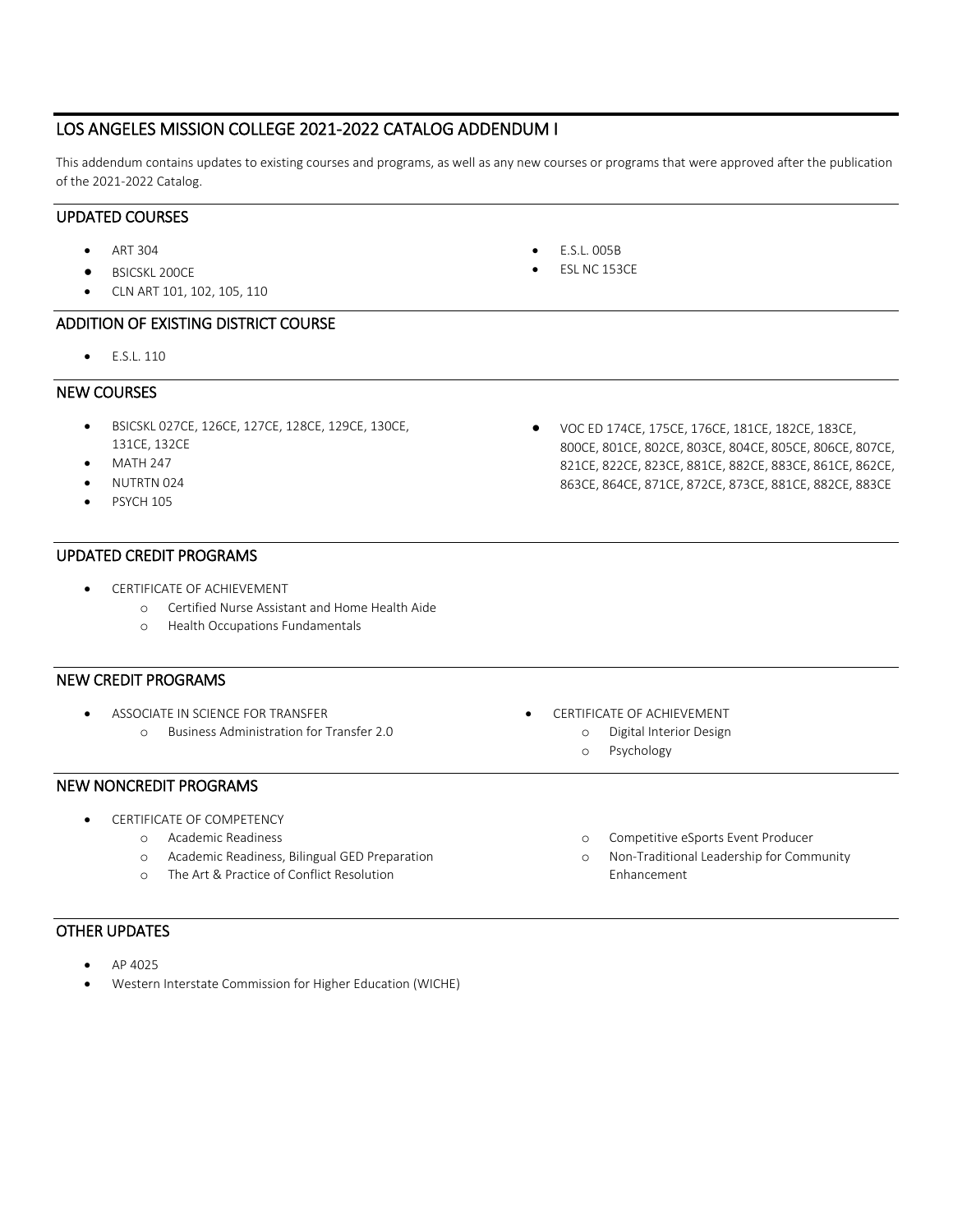# LOS ANGELES MISSION COLLEGE 2021-2022 CATALOG ADDENDUM I

This addendum contains updates to existing courses and programs, as well as any new courses or programs that were approved after the publication of the 2021-2022 Catalog.

## UPDATED COURSES

- ART 304
- BSICSKL 200CE
- CLN ART 101, 102, 105, 110
- E.S.L. 005B
- ESL NC 153CE

## ADDITION OF EXISTING DISTRICT COURSE

- E.S.L. 110

## NEW COURSES

- BSICSKL 027CE, 126CE, 127CE, 128CE, 129CE, 130CE, 131CE, 132CE
- MATH 247
- NUTRTN 024
- PSYCH 105
- VOC ED 174CE, 175CE, 176CE, 181CE, 182CE, 183CE, 800CE, 801CE, 802CE, 803CE, 804CE, 805CE, 806CE, 807CE, 821CE, 822CE, 823CE, 881CE, 882CE, 883CE, 861CE, 862CE, 863CE, 864CE, 871CE, 872CE, 873CE, 881CE, 882CE, 883CE

## UPDATED CREDIT PROGRAMS

- CERTIFICATE OF ACHIEVEMENT
  - Certified Nurse Assistant and Home Health Aide
  - Health Occupations Fundamentals

## NEW CREDIT PROGRAMS

- ASSOCIATE IN SCIENCE FOR TRANSFER
  - Business Administration for Transfer 2.0
- CERTIFICATE OF ACHIEVEMENT
  - Digital Interior Design
  - Psychology

## NEW NONCREDIT PROGRAMS

- CERTIFICATE OF COMPETENCY
  - Academic Readiness
  - Academic Readiness, Bilingual GED Preparation
  - The Art & Practice of Conflict Resolution
  - Competitive eSports Event Producer
  - Non-Traditional Leadership for Community Enhancement

## OTHER UPDATES

- AP 4025
- Western Interstate Commission for Higher Education (WICHE)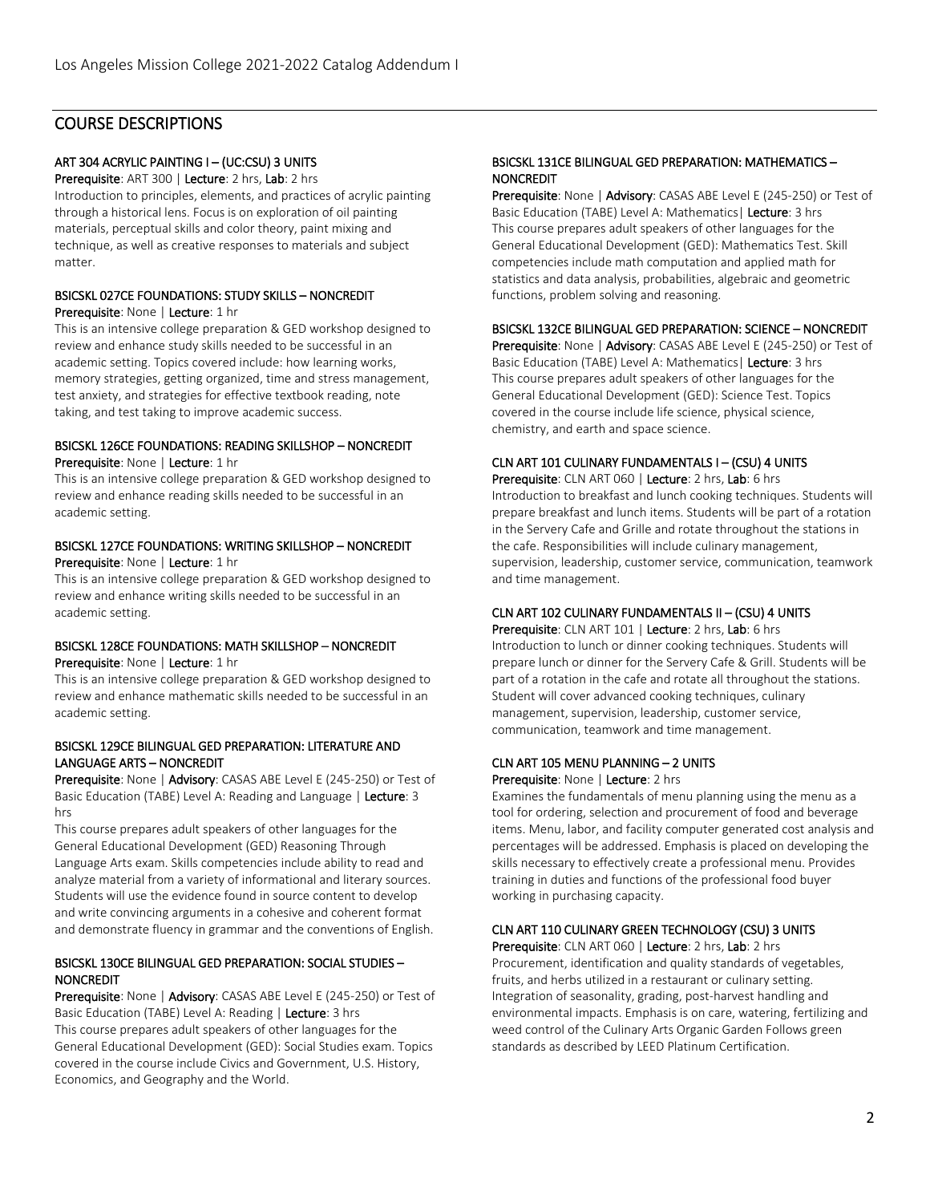## COURSE DESCRIPTIONS

### ART 304 ACRYLIC PAINTING I – (UC:CSU) 3 UNITS

**Prerequisite**: ART 300 | **Lecture**: 2 hrs, **Lab**: 2 hrs

Introduction to principles, elements, and practices of acrylic painting through a historical lens. Focus is on exploration of oil painting materials, perceptual skills and color theory, paint mixing and technique, as well as creative responses to materials and subject matter.

### BSICSKL 027CE FOUNDATIONS: STUDY SKILLS – NONCREDIT

**Prerequisite**: None | **Lecture**: 1 hr

This is an intensive college preparation & GED workshop designed to review and enhance study skills needed to be successful in an academic setting. Topics covered include: how learning works, memory strategies, getting organized, time and stress management, test anxiety, and strategies for effective textbook reading, note taking, and test taking to improve academic success.

### BSICSKL 126CE FOUNDATIONS: READING SKILLSHOP – NONCREDIT

**Prerequisite**: None | **Lecture**: 1 hr

This is an intensive college preparation & GED workshop designed to review and enhance reading skills needed to be successful in an academic setting.

### BSICSKL 127CE FOUNDATIONS: WRITING SKILLSHOP – NONCREDIT

**Prerequisite**: None | **Lecture**: 1 hr

This is an intensive college preparation & GED workshop designed to review and enhance writing skills needed to be successful in an academic setting.

### BSICSKL 128CE FOUNDATIONS: MATH SKILLSHOP – NONCREDIT

**Prerequisite**: None | **Lecture**: 1 hr

This is an intensive college preparation & GED workshop designed to review and enhance mathematic skills needed to be successful in an academic setting.

### BSICSKL 129CE BILINGUAL GED PREPARATION: LITERATURE AND LANGUAGE ARTS – NONCREDIT

**Prerequisite**: None | **Advisory**: CASAS ABE Level E (245-250) or Test of Basic Education (TABE) Level A: Reading and Language | **Lecture**: 3 hrs

This course prepares adult speakers of other languages for the General Educational Development (GED) Reasoning Through Language Arts exam. Skills competencies include ability to read and analyze material from a variety of informational and literary sources. Students will use the evidence found in source content to develop and write convincing arguments in a cohesive and coherent format and demonstrate fluency in grammar and the conventions of English.

### BSICSKL 130CE BILINGUAL GED PREPARATION: SOCIAL STUDIES – NONCREDIT

**Prerequisite**: None | **Advisory**: CASAS ABE Level E (245-250) or Test of Basic Education (TABE) Level A: Reading | **Lecture**: 3 hrs

This course prepares adult speakers of other languages for the General Educational Development (GED): Social Studies exam. Topics covered in the course include Civics and Government, U.S. History, Economics, and Geography and the World.

### BSICSKL 131CE BILINGUAL GED PREPARATION: MATHEMATICS – NONCREDIT

**Prerequisite**: None | **Advisory**: CASAS ABE Level E (245-250) or Test of Basic Education (TABE) Level A: Mathematics| **Lecture**: 3 hrs

This course prepares adult speakers of other languages for the General Educational Development (GED): Mathematics Test. Skill competencies include math computation and applied math for statistics and data analysis, probabilities, algebraic and geometric functions, problem solving and reasoning.

### BSICSKL 132CE BILINGUAL GED PREPARATION: SCIENCE – NONCREDIT

**Prerequisite**: None | **Advisory**: CASAS ABE Level E (245-250) or Test of Basic Education (TABE) Level A: Mathematics| **Lecture**: 3 hrs

This course prepares adult speakers of other languages for the General Educational Development (GED): Science Test. Topics covered in the course include life science, physical science, chemistry, and earth and space science.

### CLN ART 101 CULINARY FUNDAMENTALS I – (CSU) 4 UNITS

**Prerequisite**: CLN ART 060 | **Lecture**: 2 hrs, **Lab**: 6 hrs

Introduction to breakfast and lunch cooking techniques. Students will prepare breakfast and lunch items. Students will be part of a rotation in the Servery Cafe and Grille and rotate throughout the stations in the cafe. Responsibilities will include culinary management, supervision, leadership, customer service, communication, teamwork and time management.

### CLN ART 102 CULINARY FUNDAMENTALS II – (CSU) 4 UNITS

**Prerequisite**: CLN ART 101 | **Lecture**: 2 hrs, **Lab**: 6 hrs

Introduction to lunch or dinner cooking techniques. Students will prepare lunch or dinner for the Servery Cafe & Grill. Students will be part of a rotation in the cafe and rotate all throughout the stations. Student will cover advanced cooking techniques, culinary management, supervision, leadership, customer service, communication, teamwork and time management.

### CLN ART 105 MENU PLANNING – 2 UNITS

**Prerequisite**: None | **Lecture**: 2 hrs

Examines the fundamentals of menu planning using the menu as a tool for ordering, selection and procurement of food and beverage items. Menu, labor, and facility computer generated cost analysis and percentages will be addressed. Emphasis is placed on developing the skills necessary to effectively create a professional menu. Provides training in duties and functions of the professional food buyer working in purchasing capacity.

### CLN ART 110 CULINARY GREEN TECHNOLOGY (CSU) 3 UNITS

**Prerequisite**: CLN ART 060 | **Lecture**: 2 hrs, **Lab**: 2 hrs

Procurement, identification and quality standards of vegetables, fruits, and herbs utilized in a restaurant or culinary setting. Integration of seasonality, grading, post-harvest handling and environmental impacts. Emphasis is on care, watering, fertilizing and weed control of the Culinary Arts Organic Garden Follows green standards as described by LEED Platinum Certification.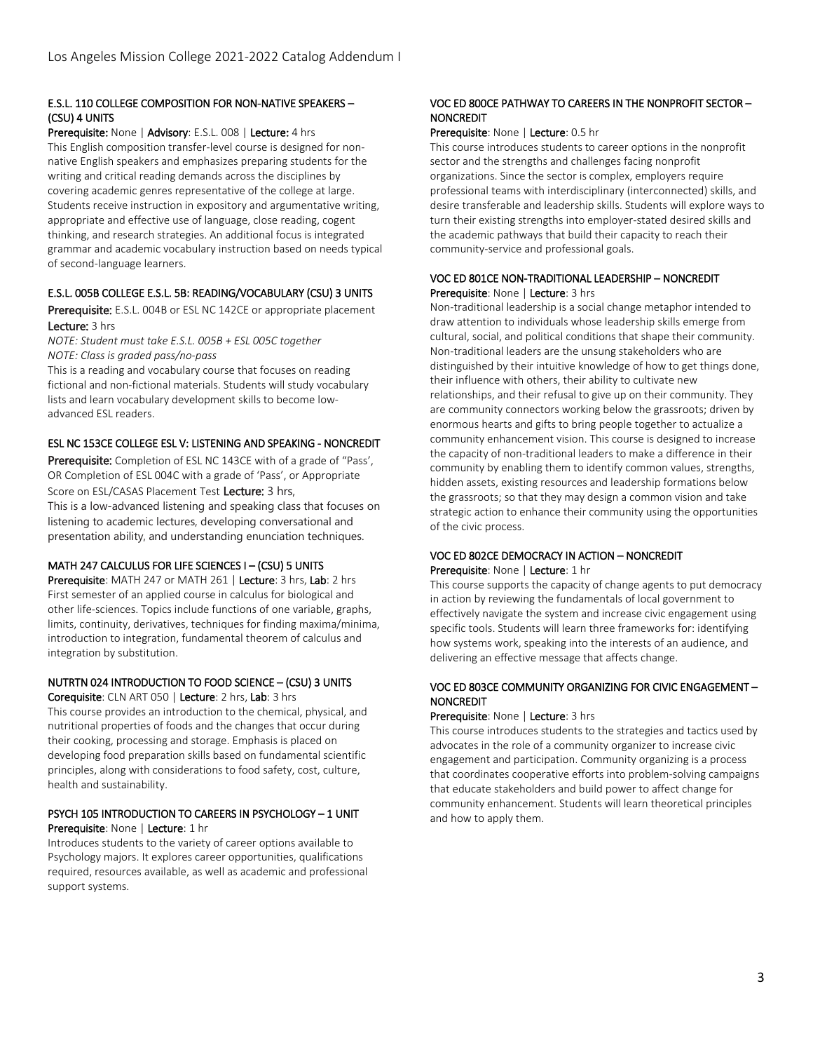#### E.S.L. 110 COLLEGE COMPOSITION FOR NON-NATIVE SPEAKERS – (CSU) 4 UNITS

**Prerequisite:** None | **Advisory**: E.S.L. 008 | **Lecture:** 4 hrs

This English composition transfer-level course is designed for non-native English speakers and emphasizes preparing students for the writing and critical reading demands across the disciplines by covering academic genres representative of the college at large. Students receive instruction in expository and argumentative writing, appropriate and effective use of language, close reading, cogent thinking, and research strategies. An additional focus is integrated grammar and academic vocabulary instruction based on needs typical of second-language learners.

#### E.S.L. 005B COLLEGE E.S.L. 5B: READING/VOCABULARY (CSU) 3 UNITS

**Prerequisite:** E.S.L. 004B or ESL NC 142CE or appropriate placement
**Lecture:** 3 hrs

*NOTE: Student must take E.S.L. 005B + ESL 005C together*
*NOTE: Class is graded pass/no-pass*

This is a reading and vocabulary course that focuses on reading fictional and non-fictional materials. Students will study vocabulary lists and learn vocabulary development skills to become low-advanced ESL readers.

#### ESL NC 153CE COLLEGE ESL V: LISTENING AND SPEAKING - NONCREDIT

**Prerequisite:** Completion of ESL NC 143CE with of a grade of "Pass', OR Completion of ESL 004C with a grade of 'Pass', or Appropriate Score on ESL/CASAS Placement Test **Lecture:** 3 hrs,

This is a low-advanced listening and speaking class that focuses on listening to academic lectures, developing conversational and presentation ability, and understanding enunciation techniques.

#### MATH 247 CALCULUS FOR LIFE SCIENCES I – (CSU) 5 UNITS

**Prerequisite**: MATH 247 or MATH 261 | **Lecture**: 3 hrs, **Lab**: 2 hrs

First semester of an applied course in calculus for biological and other life-sciences. Topics include functions of one variable, graphs, limits, continuity, derivatives, techniques for finding maxima/minima, introduction to integration, fundamental theorem of calculus and integration by substitution.

#### NUTRTN 024 INTRODUCTION TO FOOD SCIENCE – (CSU) 3 UNITS

**Corequisite**: CLN ART 050 | **Lecture**: 2 hrs, **Lab**: 3 hrs

This course provides an introduction to the chemical, physical, and nutritional properties of foods and the changes that occur during their cooking, processing and storage. Emphasis is placed on developing food preparation skills based on fundamental scientific principles, along with considerations to food safety, cost, culture, health and sustainability.

#### PSYCH 105 INTRODUCTION TO CAREERS IN PSYCHOLOGY – 1 UNIT

**Prerequisite**: None | **Lecture**: 1 hr

Introduces students to the variety of career options available to Psychology majors. It explores career opportunities, qualifications required, resources available, as well as academic and professional support systems.

#### VOC ED 800CE PATHWAY TO CAREERS IN THE NONPROFIT SECTOR – NONCREDIT

**Prerequisite**: None | **Lecture**: 0.5 hr

This course introduces students to career options in the nonprofit sector and the strengths and challenges facing nonprofit organizations. Since the sector is complex, employers require professional teams with interdisciplinary (interconnected) skills, and desire transferable and leadership skills. Students will explore ways to turn their existing strengths into employer-stated desired skills and the academic pathways that build their capacity to reach their community-service and professional goals.

#### VOC ED 801CE NON-TRADITIONAL LEADERSHIP – NONCREDIT

**Prerequisite**: None | **Lecture**: 3 hrs

Non-traditional leadership is a social change metaphor intended to draw attention to individuals whose leadership skills emerge from cultural, social, and political conditions that shape their community. Non-traditional leaders are the unsung stakeholders who are distinguished by their intuitive knowledge of how to get things done, their influence with others, their ability to cultivate new relationships, and their refusal to give up on their community. They are community connectors working below the grassroots; driven by enormous hearts and gifts to bring people together to actualize a community enhancement vision. This course is designed to increase the capacity of non-traditional leaders to make a difference in their community by enabling them to identify common values, strengths, hidden assets, existing resources and leadership formations below the grassroots; so that they may design a common vision and take strategic action to enhance their community using the opportunities of the civic process.

#### VOC ED 802CE DEMOCRACY IN ACTION – NONCREDIT

**Prerequisite**: None | **Lecture**: 1 hr

This course supports the capacity of change agents to put democracy in action by reviewing the fundamentals of local government to effectively navigate the system and increase civic engagement using specific tools. Students will learn three frameworks for: identifying how systems work, speaking into the interests of an audience, and delivering an effective message that affects change.

#### VOC ED 803CE COMMUNITY ORGANIZING FOR CIVIC ENGAGEMENT – NONCREDIT

**Prerequisite**: None | **Lecture**: 3 hrs

This course introduces students to the strategies and tactics used by advocates in the role of a community organizer to increase civic engagement and participation. Community organizing is a process that coordinates cooperative efforts into problem-solving campaigns that educate stakeholders and build power to affect change for community enhancement. Students will learn theoretical principles and how to apply them.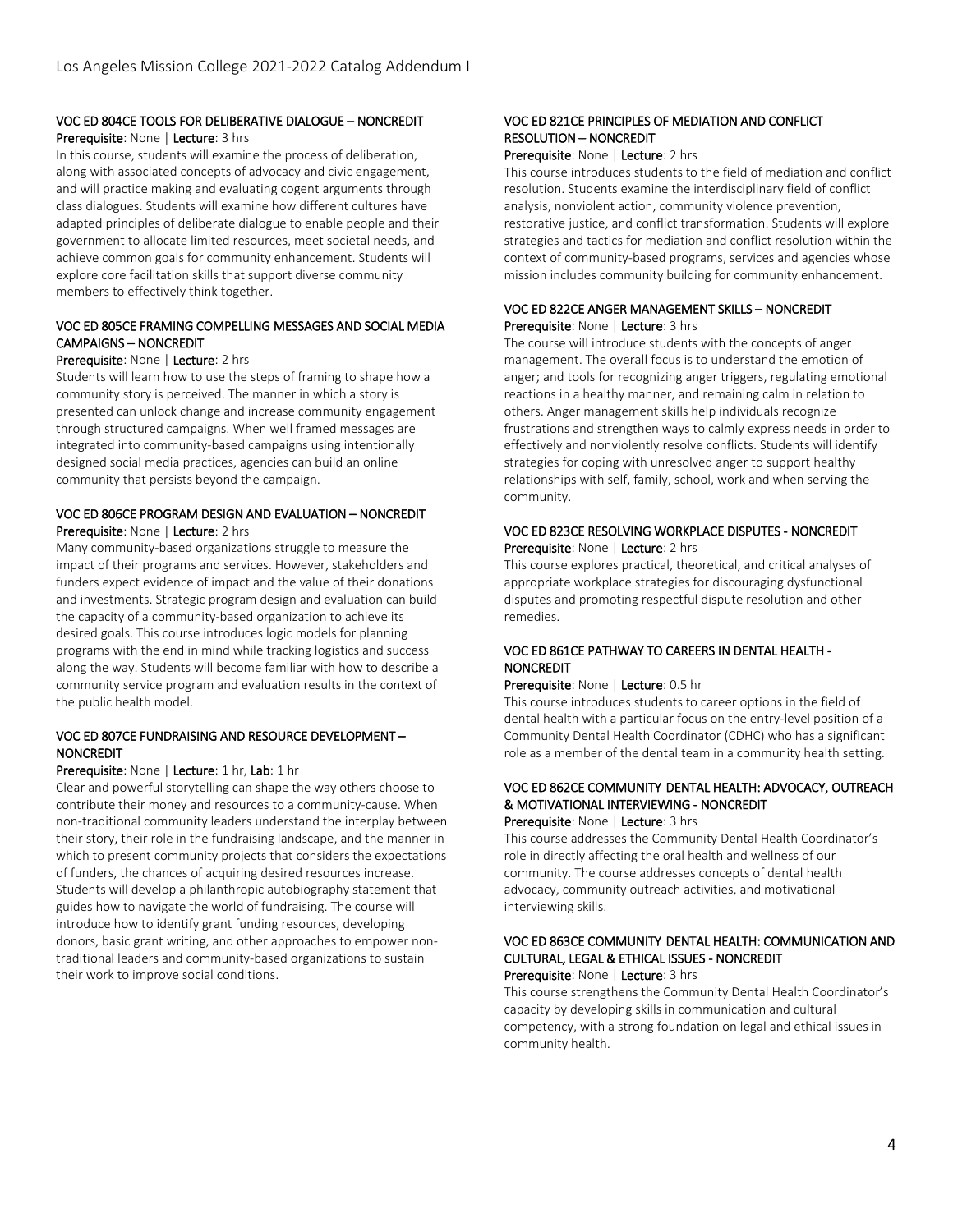### VOC ED 804CE TOOLS FOR DELIBERATIVE DIALOGUE – NONCREDIT

**Prerequisite**: None | **Lecture**: 3 hrs

In this course, students will examine the process of deliberation, along with associated concepts of advocacy and civic engagement, and will practice making and evaluating cogent arguments through class dialogues. Students will examine how different cultures have adapted principles of deliberate dialogue to enable people and their government to allocate limited resources, meet societal needs, and achieve common goals for community enhancement. Students will explore core facilitation skills that support diverse community members to effectively think together.

### VOC ED 805CE FRAMING COMPELLING MESSAGES AND SOCIAL MEDIA CAMPAIGNS – NONCREDIT

**Prerequisite**: None | **Lecture**: 2 hrs

Students will learn how to use the steps of framing to shape how a community story is perceived. The manner in which a story is presented can unlock change and increase community engagement through structured campaigns. When well framed messages are integrated into community-based campaigns using intentionally designed social media practices, agencies can build an online community that persists beyond the campaign.

### VOC ED 806CE PROGRAM DESIGN AND EVALUATION – NONCREDIT

**Prerequisite**: None | **Lecture**: 2 hrs

Many community-based organizations struggle to measure the impact of their programs and services. However, stakeholders and funders expect evidence of impact and the value of their donations and investments. Strategic program design and evaluation can build the capacity of a community-based organization to achieve its desired goals. This course introduces logic models for planning programs with the end in mind while tracking logistics and success along the way. Students will become familiar with how to describe a community service program and evaluation results in the context of the public health model.

### VOC ED 807CE FUNDRAISING AND RESOURCE DEVELOPMENT – NONCREDIT

**Prerequisite**: None | **Lecture**: 1 hr, **Lab**: 1 hr

Clear and powerful storytelling can shape the way others choose to contribute their money and resources to a community-cause. When non-traditional community leaders understand the interplay between their story, their role in the fundraising landscape, and the manner in which to present community projects that considers the expectations of funders, the chances of acquiring desired resources increase. Students will develop a philanthropic autobiography statement that guides how to navigate the world of fundraising. The course will introduce how to identify grant funding resources, developing donors, basic grant writing, and other approaches to empower non-traditional leaders and community-based organizations to sustain their work to improve social conditions.

### VOC ED 821CE PRINCIPLES OF MEDIATION AND CONFLICT RESOLUTION – NONCREDIT

**Prerequisite**: None | **Lecture**: 2 hrs

This course introduces students to the field of mediation and conflict resolution. Students examine the interdisciplinary field of conflict analysis, nonviolent action, community violence prevention, restorative justice, and conflict transformation. Students will explore strategies and tactics for mediation and conflict resolution within the context of community-based programs, services and agencies whose mission includes community building for community enhancement.

### VOC ED 822CE ANGER MANAGEMENT SKILLS – NONCREDIT

**Prerequisite**: None | **Lecture**: 3 hrs

The course will introduce students with the concepts of anger management. The overall focus is to understand the emotion of anger; and tools for recognizing anger triggers, regulating emotional reactions in a healthy manner, and remaining calm in relation to others. Anger management skills help individuals recognize frustrations and strengthen ways to calmly express needs in order to effectively and nonviolently resolve conflicts. Students will identify strategies for coping with unresolved anger to support healthy relationships with self, family, school, work and when serving the community.

### VOC ED 823CE RESOLVING WORKPLACE DISPUTES - NONCREDIT

**Prerequisite**: None | **Lecture**: 2 hrs

This course explores practical, theoretical, and critical analyses of appropriate workplace strategies for discouraging dysfunctional disputes and promoting respectful dispute resolution and other remedies.

### VOC ED 861CE PATHWAY TO CAREERS IN DENTAL HEALTH - NONCREDIT

**Prerequisite**: None | **Lecture**: 0.5 hr

This course introduces students to career options in the field of dental health with a particular focus on the entry-level position of a Community Dental Health Coordinator (CDHC) who has a significant role as a member of the dental team in a community health setting.

### VOC ED 862CE COMMUNITY DENTAL HEALTH: ADVOCACY, OUTREACH & MOTIVATIONAL INTERVIEWING - NONCREDIT

**Prerequisite**: None | **Lecture**: 3 hrs

This course addresses the Community Dental Health Coordinator's role in directly affecting the oral health and wellness of our community. The course addresses concepts of dental health advocacy, community outreach activities, and motivational interviewing skills.

### VOC ED 863CE COMMUNITY DENTAL HEALTH: COMMUNICATION AND CULTURAL, LEGAL & ETHICAL ISSUES - NONCREDIT

**Prerequisite**: None | **Lecture**: 3 hrs

This course strengthens the Community Dental Health Coordinator's capacity by developing skills in communication and cultural competency, with a strong foundation on legal and ethical issues in community health.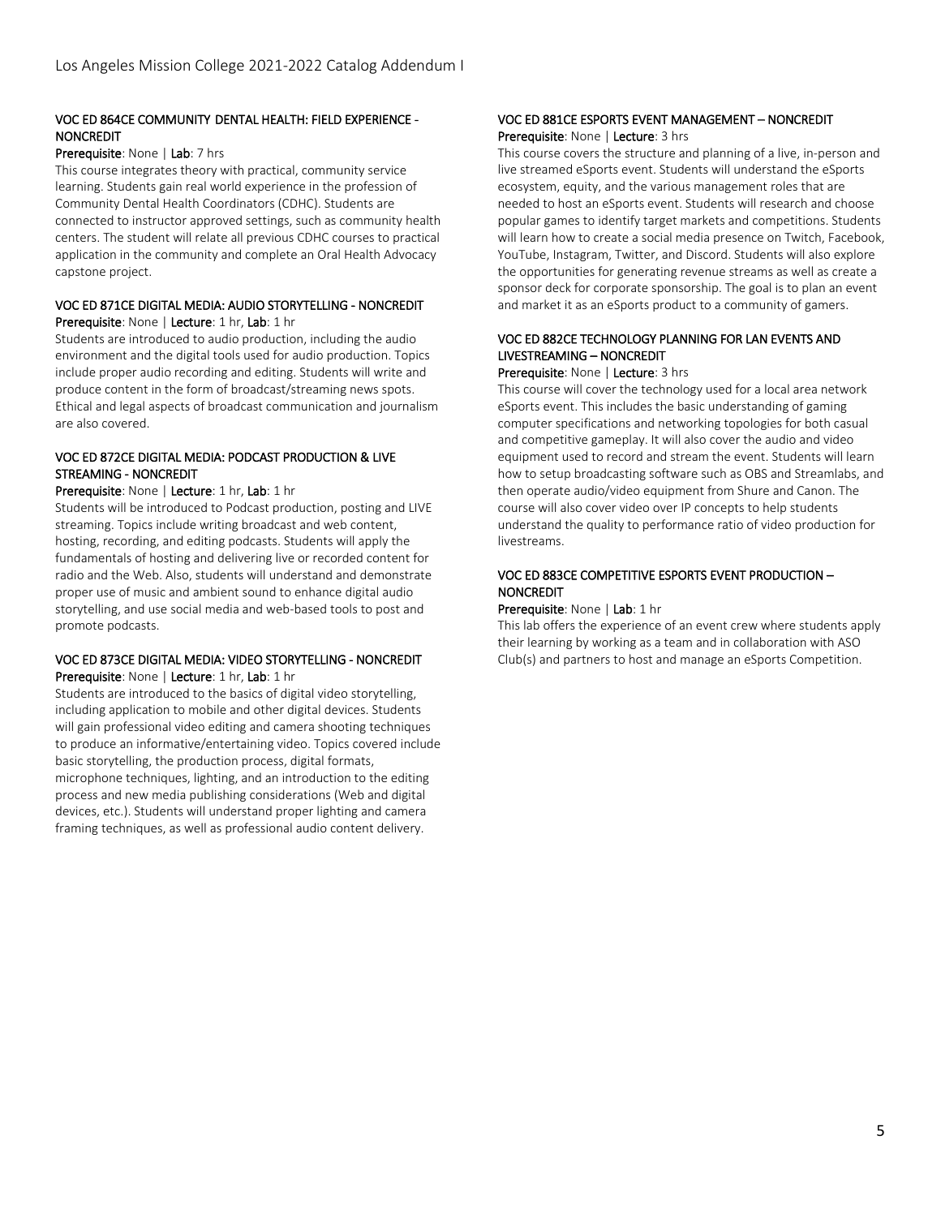### VOC ED 864CE COMMUNITY DENTAL HEALTH: FIELD EXPERIENCE - NONCREDIT

**Prerequisite**: None | **Lab**: 7 hrs

This course integrates theory with practical, community service learning. Students gain real world experience in the profession of Community Dental Health Coordinators (CDHC). Students are connected to instructor approved settings, such as community health centers. The student will relate all previous CDHC courses to practical application in the community and complete an Oral Health Advocacy capstone project.

### VOC ED 871CE DIGITAL MEDIA: AUDIO STORYTELLING - NONCREDIT

**Prerequisite**: None | **Lecture**: 1 hr, **Lab**: 1 hr

Students are introduced to audio production, including the audio environment and the digital tools used for audio production. Topics include proper audio recording and editing. Students will write and produce content in the form of broadcast/streaming news spots. Ethical and legal aspects of broadcast communication and journalism are also covered.

### VOC ED 872CE DIGITAL MEDIA: PODCAST PRODUCTION & LIVE STREAMING - NONCREDIT

**Prerequisite**: None | **Lecture**: 1 hr, **Lab**: 1 hr

Students will be introduced to Podcast production, posting and LIVE streaming. Topics include writing broadcast and web content, hosting, recording, and editing podcasts. Students will apply the fundamentals of hosting and delivering live or recorded content for radio and the Web. Also, students will understand and demonstrate proper use of music and ambient sound to enhance digital audio storytelling, and use social media and web-based tools to post and promote podcasts.

### VOC ED 873CE DIGITAL MEDIA: VIDEO STORYTELLING - NONCREDIT

**Prerequisite**: None | **Lecture**: 1 hr, **Lab**: 1 hr

Students are introduced to the basics of digital video storytelling, including application to mobile and other digital devices. Students will gain professional video editing and camera shooting techniques to produce an informative/entertaining video. Topics covered include basic storytelling, the production process, digital formats, microphone techniques, lighting, and an introduction to the editing process and new media publishing considerations (Web and digital devices, etc.). Students will understand proper lighting and camera framing techniques, as well as professional audio content delivery.

### VOC ED 881CE ESPORTS EVENT MANAGEMENT – NONCREDIT

**Prerequisite**: None | **Lecture**: 3 hrs

This course covers the structure and planning of a live, in-person and live streamed eSports event. Students will understand the eSports ecosystem, equity, and the various management roles that are needed to host an eSports event. Students will research and choose popular games to identify target markets and competitions. Students will learn how to create a social media presence on Twitch, Facebook, YouTube, Instagram, Twitter, and Discord. Students will also explore the opportunities for generating revenue streams as well as create a sponsor deck for corporate sponsorship. The goal is to plan an event and market it as an eSports product to a community of gamers.

### VOC ED 882CE TECHNOLOGY PLANNING FOR LAN EVENTS AND LIVESTREAMING – NONCREDIT

**Prerequisite**: None | **Lecture**: 3 hrs

This course will cover the technology used for a local area network eSports event. This includes the basic understanding of gaming computer specifications and networking topologies for both casual and competitive gameplay. It will also cover the audio and video equipment used to record and stream the event. Students will learn how to setup broadcasting software such as OBS and Streamlabs, and then operate audio/video equipment from Shure and Canon. The course will also cover video over IP concepts to help students understand the quality to performance ratio of video production for livestreams.

### VOC ED 883CE COMPETITIVE ESPORTS EVENT PRODUCTION – NONCREDIT

**Prerequisite**: None | **Lab**: 1 hr

This lab offers the experience of an event crew where students apply their learning by working as a team and in collaboration with ASO Club(s) and partners to host and manage an eSports Competition.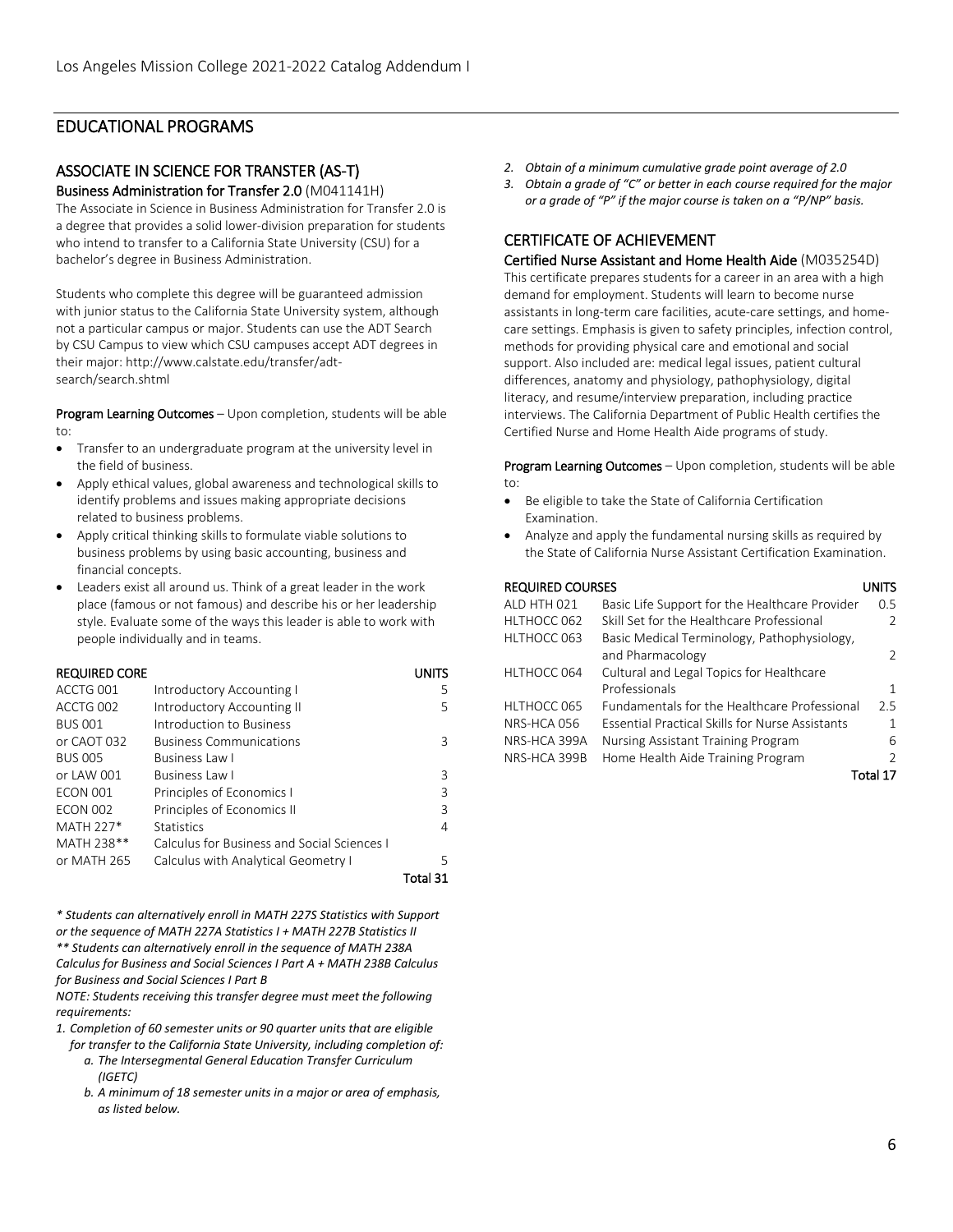## EDUCATIONAL PROGRAMS

### ASSOCIATE IN SCIENCE FOR TRANSTER (AS-T)

**Business Administration for Transfer 2.0** (M041141H)

The Associate in Science in Business Administration for Transfer 2.0 is a degree that provides a solid lower-division preparation for students who intend to transfer to a California State University (CSU) for a bachelor's degree in Business Administration.

Students who complete this degree will be guaranteed admission with junior status to the California State University system, although not a particular campus or major. Students can use the ADT Search by CSU Campus to view which CSU campuses accept ADT degrees in their major: http://www.calstate.edu/transfer/adt-search/search.shtml

**Program Learning Outcomes** – Upon completion, students will be able to:

- Transfer to an undergraduate program at the university level in the field of business.
- Apply ethical values, global awareness and technological skills to identify problems and issues making appropriate decisions related to business problems.
- Apply critical thinking skills to formulate viable solutions to business problems by using basic accounting, business and financial concepts.
- Leaders exist all around us. Think of a great leader in the work place (famous or not famous) and describe his or her leadership style. Evaluate some of the ways this leader is able to work with people individually and in teams.

| REQUIRED CORE | | UNITS |
|---|---|---|
| ACCTG 001 | Introductory Accounting I | 5 |
| ACCTG 002 | Introductory Accounting II | 5 |
| BUS 001 | Introduction to Business | |
| or CAOT 032 | Business Communications | 3 |
| BUS 005 | Business Law I | |
| or LAW 001 | Business Law I | 3 |
| ECON 001 | Principles of Economics I | 3 |
| ECON 002 | Principles of Economics II | 3 |
| MATH 227* | Statistics | 4 |
| MATH 238** | Calculus for Business and Social Sciences I | |
| or MATH 265 | Calculus with Analytical Geometry I | 5 |
| | | Total 31 |

*\* Students can alternatively enroll in MATH 227S Statistics with Support or the sequence of MATH 227A Statistics I + MATH 227B Statistics II*

*\*\* Students can alternatively enroll in the sequence of MATH 238A Calculus for Business and Social Sciences I Part A + MATH 238B Calculus for Business and Social Sciences I Part B*

*NOTE: Students receiving this transfer degree must meet the following requirements:*

1. *Completion of 60 semester units or 90 quarter units that are eligible for transfer to the California State University, including completion of:*
   a. *The Intersegmental General Education Transfer Curriculum (IGETC)*
   b. *A minimum of 18 semester units in a major or area of emphasis, as listed below.*
2. *Obtain of a minimum cumulative grade point average of 2.0*
3. *Obtain a grade of "C" or better in each course required for the major or a grade of "P" if the major course is taken on a "P/NP" basis.*

### CERTIFICATE OF ACHIEVEMENT

**Certified Nurse Assistant and Home Health Aide** (M035254D)

This certificate prepares students for a career in an area with a high demand for employment. Students will learn to become nurse assistants in long-term care facilities, acute-care settings, and home-care settings. Emphasis is given to safety principles, infection control, methods for providing physical care and emotional and social support. Also included are: medical legal issues, patient cultural differences, anatomy and physiology, pathophysiology, digital literacy, and resume/interview preparation, including practice interviews. The California Department of Public Health certifies the Certified Nurse and Home Health Aide programs of study.

**Program Learning Outcomes** – Upon completion, students will be able to:

- Be eligible to take the State of California Certification Examination.
- Analyze and apply the fundamental nursing skills as required by the State of California Nurse Assistant Certification Examination.

| REQUIRED COURSES | | UNITS |
|---|---|---|
| ALD HTH 021 | Basic Life Support for the Healthcare Provider | 0.5 |
| HLTHOCC 062 | Skill Set for the Healthcare Professional | 2 |
| HLTHOCC 063 | Basic Medical Terminology, Pathophysiology, and Pharmacology | 2 |
| HLTHOCC 064 | Cultural and Legal Topics for Healthcare Professionals | 1 |
| HLTHOCC 065 | Fundamentals for the Healthcare Professional | 2.5 |
| NRS-HCA 056 | Essential Practical Skills for Nurse Assistants | 1 |
| NRS-HCA 399A | Nursing Assistant Training Program | 6 |
| NRS-HCA 399B | Home Health Aide Training Program | 2 |
| | | Total 17 |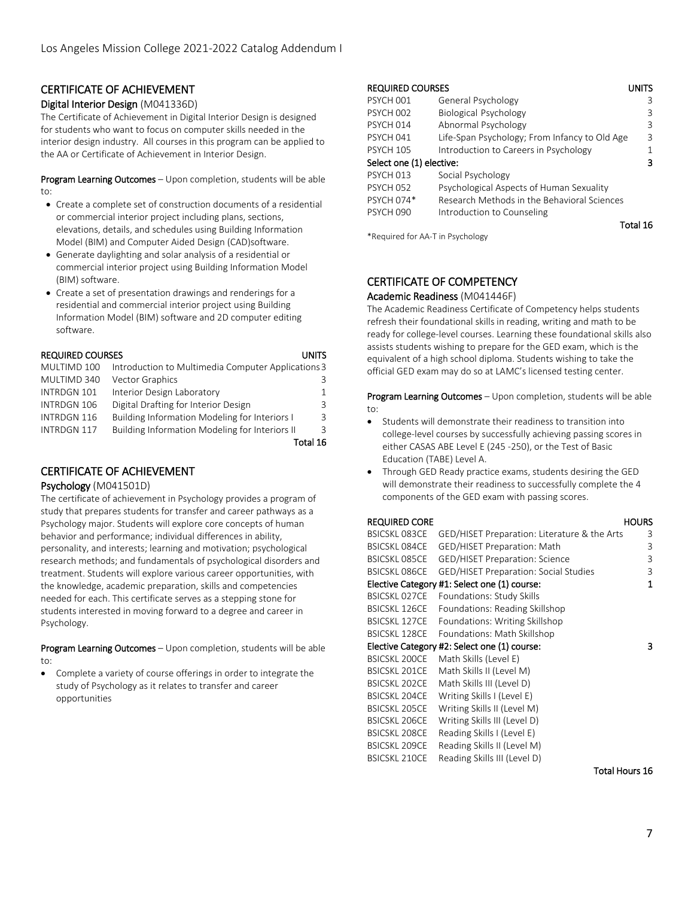## CERTIFICATE OF ACHIEVEMENT

### Digital Interior Design (M041336D)

The Certificate of Achievement in Digital Interior Design is designed for students who want to focus on computer skills needed in the interior design industry. All courses in this program can be applied to the AA or Certificate of Achievement in Interior Design.

**Program Learning Outcomes** – Upon completion, students will be able to:

- Create a complete set of construction documents of a residential or commercial interior project including plans, sections, elevations, details, and schedules using Building Information Model (BIM) and Computer Aided Design (CAD)software.
- Generate daylighting and solar analysis of a residential or commercial interior project using Building Information Model (BIM) software.
- Create a set of presentation drawings and renderings for a residential and commercial interior project using Building Information Model (BIM) software and 2D computer editing software.

| REQUIRED COURSES | | UNITS |
|---|---|---|
| MULTIMD 100 | Introduction to Multimedia Computer Applications | 3 |
| MULTIMD 340 | Vector Graphics | 3 |
| INTRDGN 101 | Interior Design Laboratory | 1 |
| INTRDGN 106 | Digital Drafting for Interior Design | 3 |
| INTRDGN 116 | Building Information Modeling for Interiors I | 3 |
| INTRDGN 117 | Building Information Modeling for Interiors II | 3 |
| | | Total 16 |

## CERTIFICATE OF ACHIEVEMENT

### Psychology (M041501D)

The certificate of achievement in Psychology provides a program of study that prepares students for transfer and career pathways as a Psychology major. Students will explore core concepts of human behavior and performance; individual differences in ability, personality, and interests; learning and motivation; psychological research methods; and fundamentals of psychological disorders and treatment. Students will explore various career opportunities, with the knowledge, academic preparation, skills and competencies needed for each. This certificate serves as a stepping stone for students interested in moving forward to a degree and career in Psychology.

**Program Learning Outcomes** – Upon completion, students will be able to:

- Complete a variety of course offerings in order to integrate the study of Psychology as it relates to transfer and career opportunities

| REQUIRED COURSES | | UNITS |
|---|---|---|
| PSYCH 001 | General Psychology | 3 |
| PSYCH 002 | Biological Psychology | 3 |
| PSYCH 014 | Abnormal Psychology | 3 |
| PSYCH 041 | Life-Span Psychology; From Infancy to Old Age | 3 |
| PSYCH 105 | Introduction to Careers in Psychology | 1 |
| **Select one (1) elective:** | | **3** |
| PSYCH 013 | Social Psychology | |
| PSYCH 052 | Psychological Aspects of Human Sexuality | |
| PSYCH 074* | Research Methods in the Behavioral Sciences | |
| PSYCH 090 | Introduction to Counseling | |
| | | Total 16 |

*Required for AA-T in Psychology

## CERTIFICATE OF COMPETENCY

### Academic Readiness (M041446F)

The Academic Readiness Certificate of Competency helps students refresh their foundational skills in reading, writing and math to be ready for college-level courses. Learning these foundational skills also assists students wishing to prepare for the GED exam, which is the equivalent of a high school diploma. Students wishing to take the official GED exam may do so at LAMC's licensed testing center.

**Program Learning Outcomes** – Upon completion, students will be able to:

- Students will demonstrate their readiness to transition into college-level courses by successfully achieving passing scores in either CASAS ABE Level E (245 -250), or the Test of Basic Education (TABE) Level A.
- Through GED Ready practice exams, students desiring the GED will demonstrate their readiness to successfully complete the 4 components of the GED exam with passing scores.

| REQUIRED CORE | | HOURS |
|---|---|---|
| BSICSKL 083CE | GED/HISET Preparation: Literature & the Arts | 3 |
| BSICSKL 084CE | GED/HISET Preparation: Math | 3 |
| BSICSKL 085CE | GED/HISET Preparation: Science | 3 |
| BSICSKL 086CE | GED/HISET Preparation: Social Studies | 3 |
| **Elective Category #1: Select one (1) course:** | | **1** |
| BSICSKL 027CE | Foundations: Study Skills | |
| BSICSKL 126CE | Foundations: Reading Skillshop | |
| BSICSKL 127CE | Foundations: Writing Skillshop | |
| BSICSKL 128CE | Foundations: Math Skillshop | |
| **Elective Category #2: Select one (1) course:** | | **3** |
| BSICSKL 200CE | Math Skills (Level E) | |
| BSICSKL 201CE | Math Skills II (Level M) | |
| BSICSKL 202CE | Math Skills III (Level D) | |
| BSICSKL 204CE | Writing Skills I (Level E) | |
| BSICSKL 205CE | Writing Skills II (Level M) | |
| BSICSKL 206CE | Writing Skills III (Level D) | |
| BSICSKL 208CE | Reading Skills I (Level E) | |
| BSICSKL 209CE | Reading Skills II (Level M) | |
| BSICSKL 210CE | Reading Skills III (Level D) | |
| | | Total Hours 16 |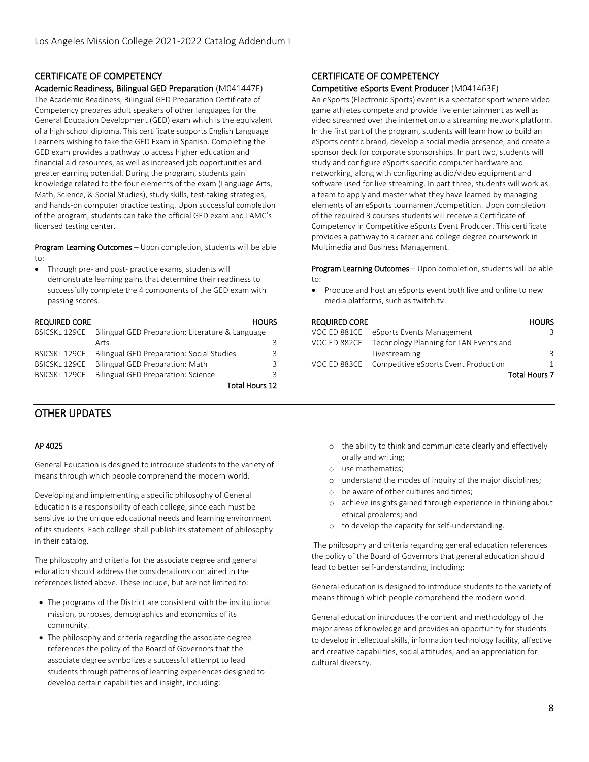## CERTIFICATE OF COMPETENCY

### Academic Readiness, Bilingual GED Preparation (M041447F)

The Academic Readiness, Bilingual GED Preparation Certificate of Competency prepares adult speakers of other languages for the General Education Development (GED) exam which is the equivalent of a high school diploma. This certificate supports English Language Learners wishing to take the GED Exam in Spanish. Completing the GED exam provides a pathway to access higher education and financial aid resources, as well as increased job opportunities and greater earning potential. During the program, students gain knowledge related to the four elements of the exam (Language Arts, Math, Science, & Social Studies), study skills, test-taking strategies, and hands-on computer practice testing. Upon successful completion of the program, students can take the official GED exam and LAMC's licensed testing center.

**Program Learning Outcomes** – Upon completion, students will be able to:

- Through pre- and post- practice exams, students will demonstrate learning gains that determine their readiness to successfully complete the 4 components of the GED exam with passing scores.

| REQUIRED CORE | | HOURS |
|---|---|---|
| BSICSKL 129CE | Bilingual GED Preparation: Literature & Language Arts | 3 |
| BSICSKL 129CE | Bilingual GED Preparation: Social Studies | 3 |
| BSICSKL 129CE | Bilingual GED Preparation: Math | 3 |
| BSICSKL 129CE | Bilingual GED Preparation: Science | 3 |
| | | Total Hours 12 |

## CERTIFICATE OF COMPETENCY

### Competitive eSports Event Producer (M041463F)

An eSports (Electronic Sports) event is a spectator sport where video game athletes compete and provide live entertainment as well as video streamed over the internet onto a streaming network platform. In the first part of the program, students will learn how to build an eSports centric brand, develop a social media presence, and create a sponsor deck for corporate sponsorships. In part two, students will study and configure eSports specific computer hardware and networking, along with configuring audio/video equipment and software used for live streaming. In part three, students will work as a team to apply and master what they have learned by managing elements of an eSports tournament/competition. Upon completion of the required 3 courses students will receive a Certificate of Competency in Competitive eSports Event Producer. This certificate provides a pathway to a career and college degree coursework in Multimedia and Business Management.

**Program Learning Outcomes** – Upon completion, students will be able to:

- Produce and host an eSports event both live and online to new media platforms, such as twitch.tv

| REQUIRED CORE | | HOURS |
|---|---|---|
| VOC ED 881CE | eSports Events Management | 3 |
| VOC ED 882CE | Technology Planning for LAN Events and Livestreaming | 3 |
| VOC ED 883CE | Competitive eSports Event Production | 1 |
| | | Total Hours 7 |

# OTHER UPDATES

### AP 4025

General Education is designed to introduce students to the variety of means through which people comprehend the modern world.

Developing and implementing a specific philosophy of General Education is a responsibility of each college, since each must be sensitive to the unique educational needs and learning environment of its students. Each college shall publish its statement of philosophy in their catalog.

The philosophy and criteria for the associate degree and general education should address the considerations contained in the references listed above. These include, but are not limited to:

- The programs of the District are consistent with the institutional mission, purposes, demographics and economics of its community.
- The philosophy and criteria regarding the associate degree references the policy of the Board of Governors that the associate degree symbolizes a successful attempt to lead students through patterns of learning experiences designed to develop certain capabilities and insight, including:
  - the ability to think and communicate clearly and effectively orally and writing;
  - use mathematics;
  - understand the modes of inquiry of the major disciplines;
  - be aware of other cultures and times;
  - achieve insights gained through experience in thinking about ethical problems; and
  - to develop the capacity for self-understanding.

The philosophy and criteria regarding general education references the policy of the Board of Governors that general education should lead to better self-understanding, including:

General education is designed to introduce students to the variety of means through which people comprehend the modern world.

General education introduces the content and methodology of the major areas of knowledge and provides an opportunity for students to develop intellectual skills, information technology facility, affective and creative capabilities, social attitudes, and an appreciation for cultural diversity.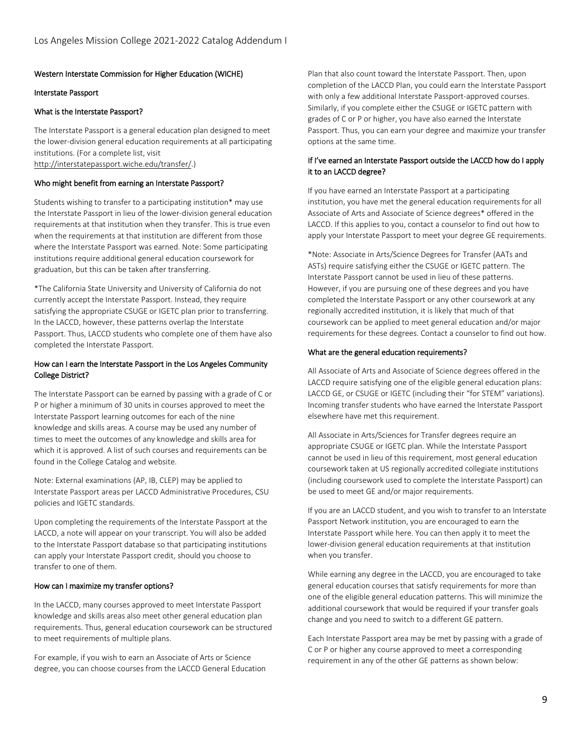## Western Interstate Commission for Higher Education (WICHE)

### Interstate Passport

#### What is the Interstate Passport?

The Interstate Passport is a general education plan designed to meet the lower-division general education requirements at all participating institutions. (For a complete list, visit http://interstatepassport.wiche.edu/transfer/.)

#### Who might benefit from earning an Interstate Passport?

Students wishing to transfer to a participating institution* may use the Interstate Passport in lieu of the lower-division general education requirements at that institution when they transfer. This is true even when the requirements at that institution are different from those where the Interstate Passport was earned. Note: Some participating institutions require additional general education coursework for graduation, but this can be taken after transferring.

*The California State University and University of California do not currently accept the Interstate Passport. Instead, they require satisfying the appropriate CSUGE or IGETC plan prior to transferring. In the LACCD, however, these patterns overlap the Interstate Passport. Thus, LACCD students who complete one of them have also completed the Interstate Passport.

#### How can I earn the Interstate Passport in the Los Angeles Community College District?

The Interstate Passport can be earned by passing with a grade of C or P or higher a minimum of 30 units in courses approved to meet the Interstate Passport learning outcomes for each of the nine knowledge and skills areas. A course may be used any number of times to meet the outcomes of any knowledge and skills area for which it is approved. A list of such courses and requirements can be found in the College Catalog and website.

Note: External examinations (AP, IB, CLEP) may be applied to Interstate Passport areas per LACCD Administrative Procedures, CSU policies and IGETC standards.

Upon completing the requirements of the Interstate Passport at the LACCD, a note will appear on your transcript. You will also be added to the Interstate Passport database so that participating institutions can apply your Interstate Passport credit, should you choose to transfer to one of them.

#### How can I maximize my transfer options?

In the LACCD, many courses approved to meet Interstate Passport knowledge and skills areas also meet other general education plan requirements. Thus, general education coursework can be structured to meet requirements of multiple plans.

For example, if you wish to earn an Associate of Arts or Science degree, you can choose courses from the LACCD General Education Plan that also count toward the Interstate Passport. Then, upon completion of the LACCD Plan, you could earn the Interstate Passport with only a few additional Interstate Passport-approved courses. Similarly, if you complete either the CSUGE or IGETC pattern with grades of C or P or higher, you have also earned the Interstate Passport. Thus, you can earn your degree and maximize your transfer options at the same time.

#### If I've earned an Interstate Passport outside the LACCD how do I apply it to an LACCD degree?

If you have earned an Interstate Passport at a participating institution, you have met the general education requirements for all Associate of Arts and Associate of Science degrees* offered in the LACCD. If this applies to you, contact a counselor to find out how to apply your Interstate Passport to meet your degree GE requirements.

*Note: Associate in Arts/Science Degrees for Transfer (AATs and ASTs) require satisfying either the CSUGE or IGETC pattern. The Interstate Passport cannot be used in lieu of these patterns. However, if you are pursuing one of these degrees and you have completed the Interstate Passport or any other coursework at any regionally accredited institution, it is likely that much of that coursework can be applied to meet general education and/or major requirements for these degrees. Contact a counselor to find out how.

#### What are the general education requirements?

All Associate of Arts and Associate of Science degrees offered in the LACCD require satisfying one of the eligible general education plans: LACCD GE, or CSUGE or IGETC (including their "for STEM" variations). Incoming transfer students who have earned the Interstate Passport elsewhere have met this requirement.

All Associate in Arts/Sciences for Transfer degrees require an appropriate CSUGE or IGETC plan. While the Interstate Passport cannot be used in lieu of this requirement, most general education coursework taken at US regionally accredited collegiate institutions (including coursework used to complete the Interstate Passport) can be used to meet GE and/or major requirements.

If you are an LACCD student, and you wish to transfer to an Interstate Passport Network institution, you are encouraged to earn the Interstate Passport while here. You can then apply it to meet the lower-division general education requirements at that institution when you transfer.

While earning any degree in the LACCD, you are encouraged to take general education courses that satisfy requirements for more than one of the eligible general education patterns. This will minimize the additional coursework that would be required if your transfer goals change and you need to switch to a different GE pattern.

Each Interstate Passport area may be met by passing with a grade of C or P or higher any course approved to meet a corresponding requirement in any of the other GE patterns as shown below: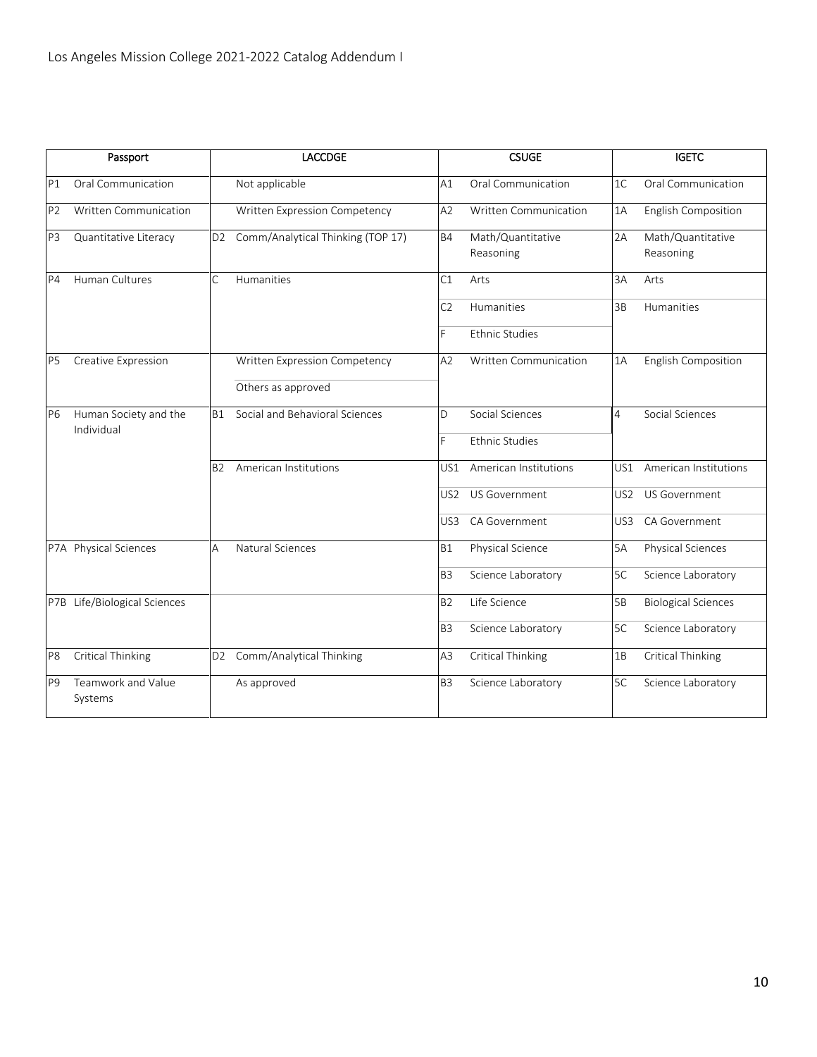| Passport | | LACCDGE | | CSUGE | | IGETC | |
|---|---|---|---|---|---|---|---|
| P1 | Oral Communication | | Not applicable | A1 | Oral Communication | 1C | Oral Communication |
| P2 | Written Communication | | Written Expression Competency | A2 | Written Communication | 1A | English Composition |
| P3 | Quantitative Literacy | D2 | Comm/Analytical Thinking (TOP 17) | B4 | Math/Quantitative Reasoning | 2A | Math/Quantitative Reasoning |
| P4 | Human Cultures | C | Humanities | C1 | Arts | 3A | Arts |
| | | | | C2 | Humanities | 3B | Humanities |
| | | | | F | Ethnic Studies | | |
| P5 | Creative Expression | | Written Expression Competency | A2 | Written Communication | 1A | English Composition |
| | | | Others as approved | | | | |
| P6 | Human Society and the Individual | B1 | Social and Behavioral Sciences | D | Social Sciences | 4 | Social Sciences |
| | | | | F | Ethnic Studies | | |
| | | B2 | American Institutions | US1 | American Institutions | US1 | American Institutions |
| | | | | US2 | US Government | US2 | US Government |
| | | | | US3 | CA Government | US3 | CA Government |
| P7A | Physical Sciences | A | Natural Sciences | B1 | Physical Science | 5A | Physical Sciences |
| | | | | B3 | Science Laboratory | 5C | Science Laboratory |
| P7B | Life/Biological Sciences | | | B2 | Life Science | 5B | Biological Sciences |
| | | | | B3 | Science Laboratory | 5C | Science Laboratory |
| P8 | Critical Thinking | D2 | Comm/Analytical Thinking | A3 | Critical Thinking | 1B | Critical Thinking |
| P9 | Teamwork and Value Systems | | As approved | B3 | Science Laboratory | 5C | Science Laboratory |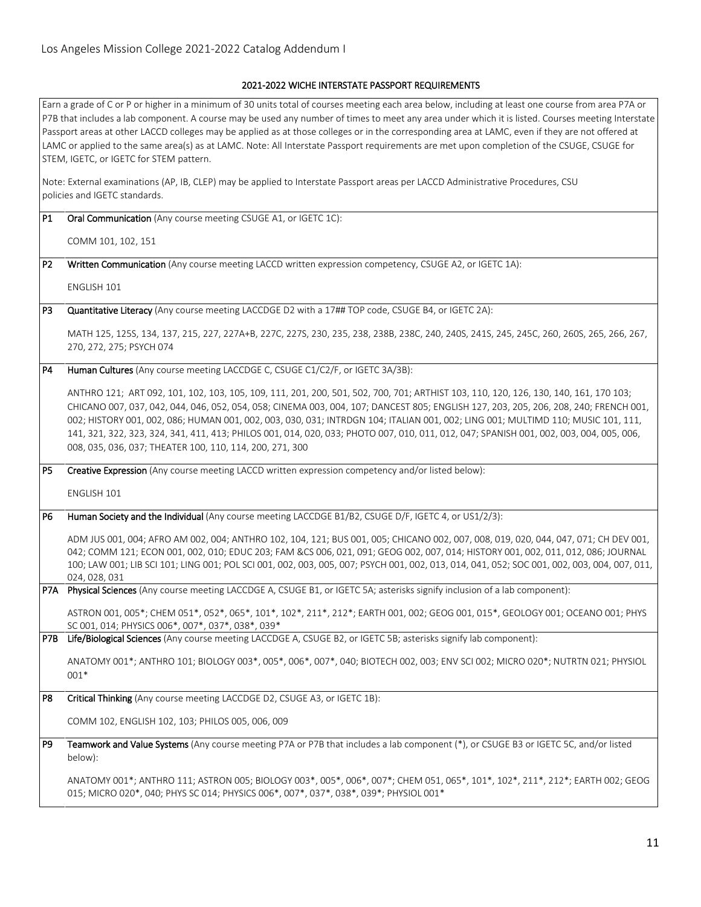## 2021-2022 WICHE INTERSTATE PASSPORT REQUIREMENTS

Earn a grade of C or P or higher in a minimum of 30 units total of courses meeting each area below, including at least one course from area P7A or P7B that includes a lab component. A course may be used any number of times to meet any area under which it is listed. Courses meeting Interstate Passport areas at other LACCD colleges may be applied as at those colleges or in the corresponding area at LAMC, even if they are not offered at LAMC or applied to the same area(s) as at LAMC. Note: All Interstate Passport requirements are met upon completion of the CSUGE, CSUGE for STEM, IGETC, or IGETC for STEM pattern.

Note: External examinations (AP, IB, CLEP) may be applied to Interstate Passport areas per LACCD Administrative Procedures, CSU policies and IGETC standards.

**P1 Oral Communication** (Any course meeting CSUGE A1, or IGETC 1C):

COMM 101, 102, 151

**P2 Written Communication** (Any course meeting LACCD written expression competency, CSUGE A2, or IGETC 1A):

ENGLISH 101

**P3 Quantitative Literacy** (Any course meeting LACCDGE D2 with a 17## TOP code, CSUGE B4, or IGETC 2A):

MATH 125, 125S, 134, 137, 215, 227, 227A+B, 227C, 227S, 230, 235, 238, 238B, 238C, 240, 240S, 241S, 245, 245C, 260, 260S, 265, 266, 267, 270, 272, 275; PSYCH 074

**P4 Human Cultures** (Any course meeting LACCDGE C, CSUGE C1/C2/F, or IGETC 3A/3B):

ANTHRO 121; ART 092, 101, 102, 103, 105, 109, 111, 201, 200, 501, 502, 700, 701; ARTHIST 103, 110, 120, 126, 130, 140, 161, 170 103; CHICANO 007, 037, 042, 044, 046, 052, 054, 058; CINEMA 003, 004, 107; DANCEST 805; ENGLISH 127, 203, 205, 206, 208, 240; FRENCH 001, 002; HISTORY 001, 002, 086; HUMAN 001, 002, 003, 030, 031; INTRDGN 104; ITALIAN 001, 002; LING 001; MULTIMD 110; MUSIC 101, 111, 141, 321, 322, 323, 324, 341, 411, 413; PHILOS 001, 014, 020, 033; PHOTO 007, 010, 011, 012, 047; SPANISH 001, 002, 003, 004, 005, 006, 008, 035, 036, 037; THEATER 100, 110, 114, 200, 271, 300

**P5 Creative Expression** (Any course meeting LACCD written expression competency and/or listed below):

ENGLISH 101

**P6 Human Society and the Individual** (Any course meeting LACCDGE B1/B2, CSUGE D/F, IGETC 4, or US1/2/3):

ADM JUS 001, 004; AFRO AM 002, 004; ANTHRO 102, 104, 121; BUS 001, 005; CHICANO 002, 007, 008, 019, 020, 044, 047, 071; CH DEV 001, 042; COMM 121; ECON 001, 002, 010; EDUC 203; FAM &CS 006, 021, 091; GEOG 002, 007, 014; HISTORY 001, 002, 011, 012, 086; JOURNAL 100; LAW 001; LIB SCI 101; LING 001; POL SCI 001, 002, 003, 005, 007; PSYCH 001, 002, 013, 014, 041, 052; SOC 001, 002, 003, 004, 007, 011, 024, 028, 031

**P7A Physical Sciences** (Any course meeting LACCDGE A, CSUGE B1, or IGETC 5A; asterisks signify inclusion of a lab component):

ASTRON 001, 005*; CHEM 051*, 052*, 065*, 101*, 102*, 211*, 212*; EARTH 001, 002; GEOG 001, 015*, GEOLOGY 001; OCEANO 001; PHYS SC 001, 014; PHYSICS 006*, 007*, 037*, 038*, 039*

**P7B Life/Biological Sciences** (Any course meeting LACCDGE A, CSUGE B2, or IGETC 5B; asterisks signify lab component):

ANATOMY 001*; ANTHRO 101; BIOLOGY 003*, 005*, 006*, 007*, 040; BIOTECH 002, 003; ENV SCI 002; MICRO 020*; NUTRTN 021; PHYSIOL 001*

**P8 Critical Thinking** (Any course meeting LACCDGE D2, CSUGE A3, or IGETC 1B):

COMM 102, ENGLISH 102, 103; PHILOS 005, 006, 009

**P9 Teamwork and Value Systems** (Any course meeting P7A or P7B that includes a lab component (*), or CSUGE B3 or IGETC 5C, and/or listed below):

ANATOMY 001*; ANTHRO 111; ASTRON 005; BIOLOGY 003*, 005*, 006*, 007*; CHEM 051, 065*, 101*, 102*, 211*, 212*; EARTH 002; GEOG 015; MICRO 020*, 040; PHYS SC 014; PHYSICS 006*, 007*, 037*, 038*, 039*; PHYSIOL 001*